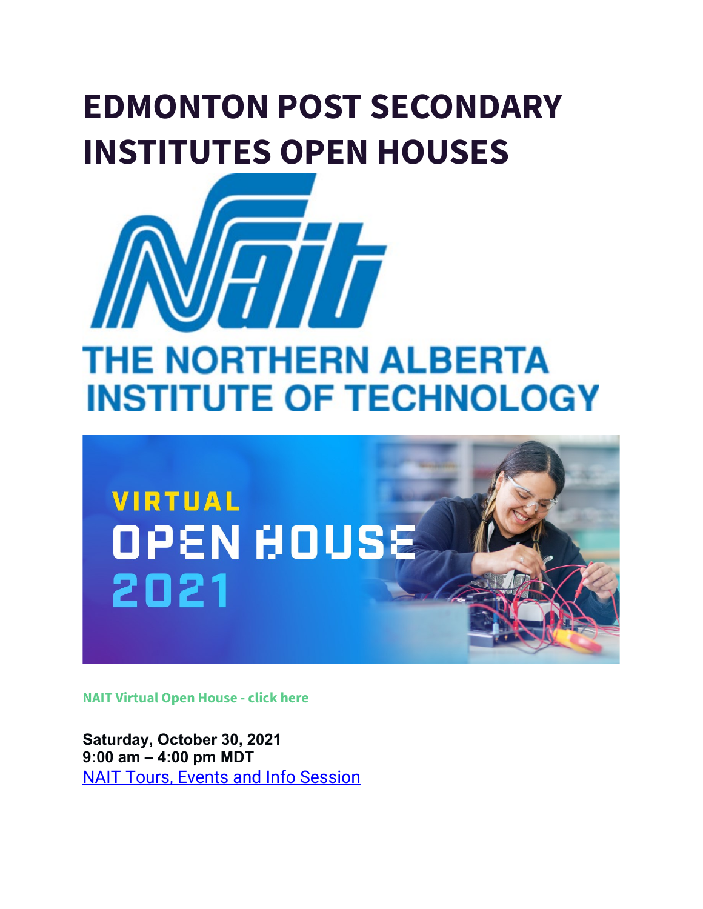# EDMONTON POST SECONDARY INSTITUTES OPEN HOUSES

NAIT Virtual Open House - click here

**Saturday, October 30, 2021**
**9:00 am – 4:00 pm MDT**
NAIT Tours, Events and Info Session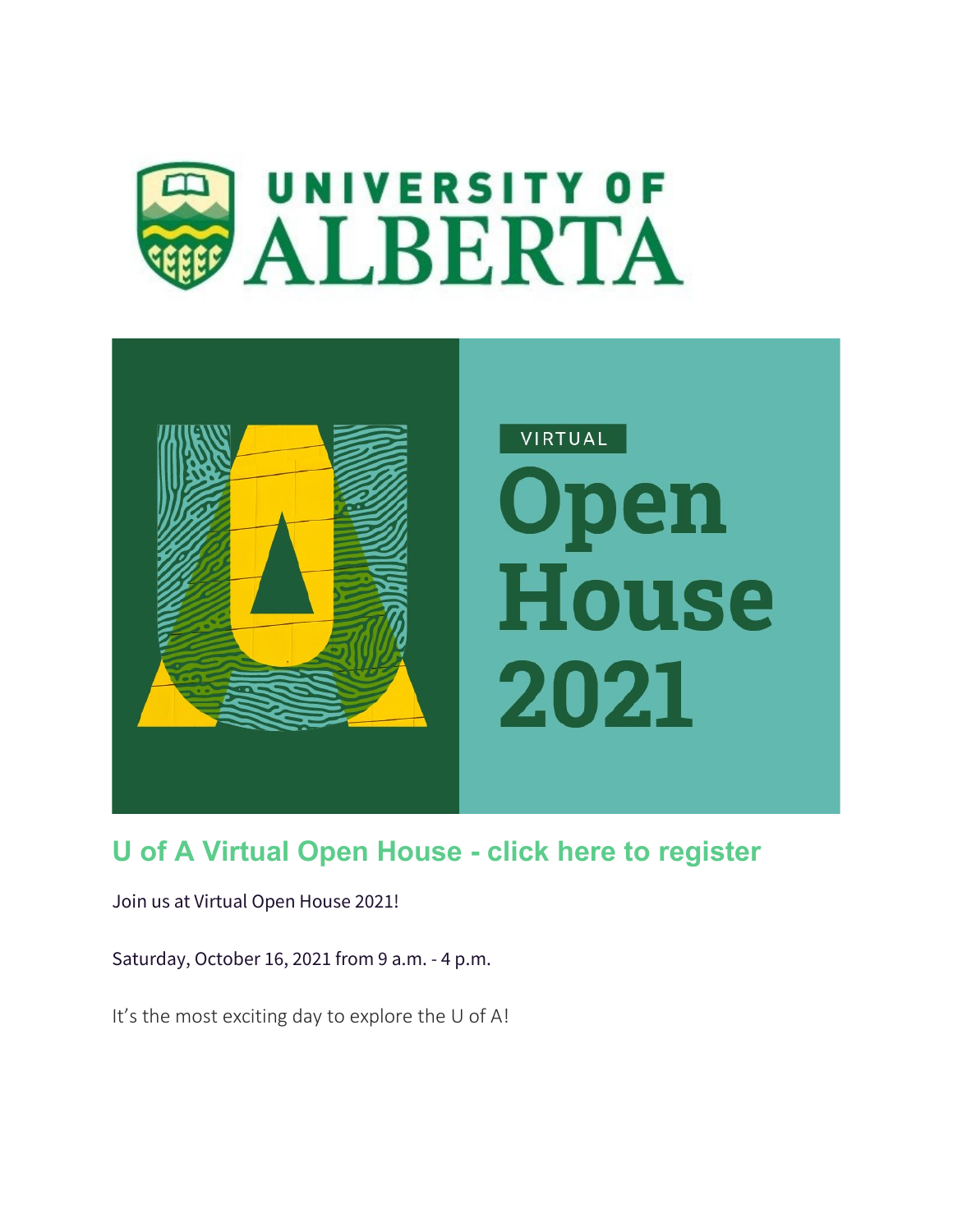UNIVERSITY OF ALBERTA

VIRTUAL

Open House 2021

## U of A Virtual Open House - click here to register

Join us at Virtual Open House 2021!

Saturday, October 16, 2021 from 9 a.m. - 4 p.m.

It's the most exciting day to explore the U of A!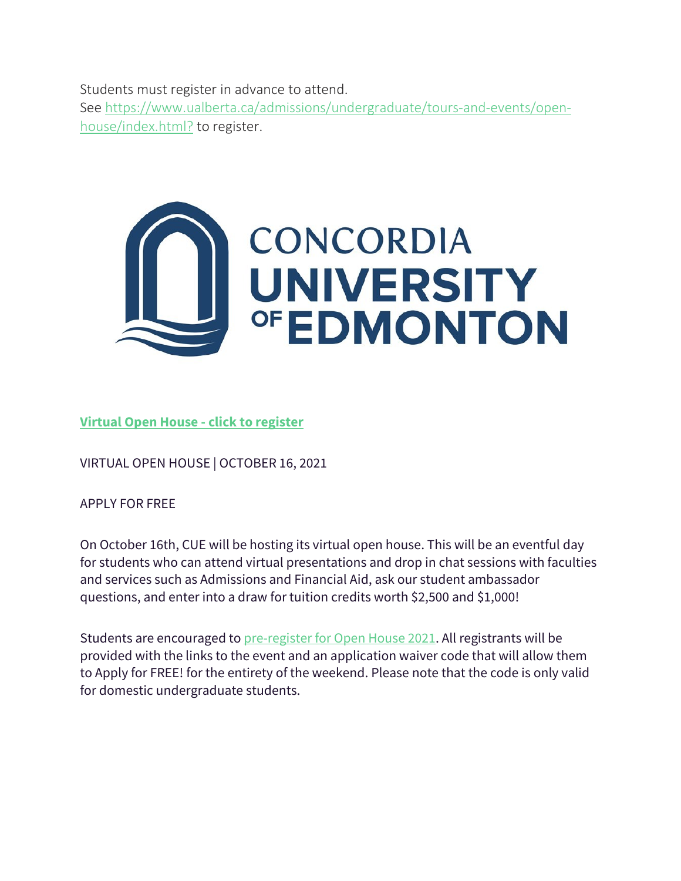Students must register in advance to attend.
See [https://www.ualberta.ca/admissions/undergraduate/tours-and-events/open-house/index.html?](https://www.ualberta.ca/admissions/undergraduate/tours-and-events/open-house/index.html?) to register.

CONCORDIA UNIVERSITY OF EDMONTON

**Virtual Open House - click to register**

VIRTUAL OPEN HOUSE | OCTOBER 16, 2021

APPLY FOR FREE

On October 16th, CUE will be hosting its virtual open house. This will be an eventful day for students who can attend virtual presentations and drop in chat sessions with faculties and services such as Admissions and Financial Aid, ask our student ambassador questions, and enter into a draw for tuition credits worth $2,500 and $1,000!

Students are encouraged to pre-register for Open House 2021. All registrants will be provided with the links to the event and an application waiver code that will allow them to Apply for FREE! for the entirety of the weekend. Please note that the code is only valid for domestic undergraduate students.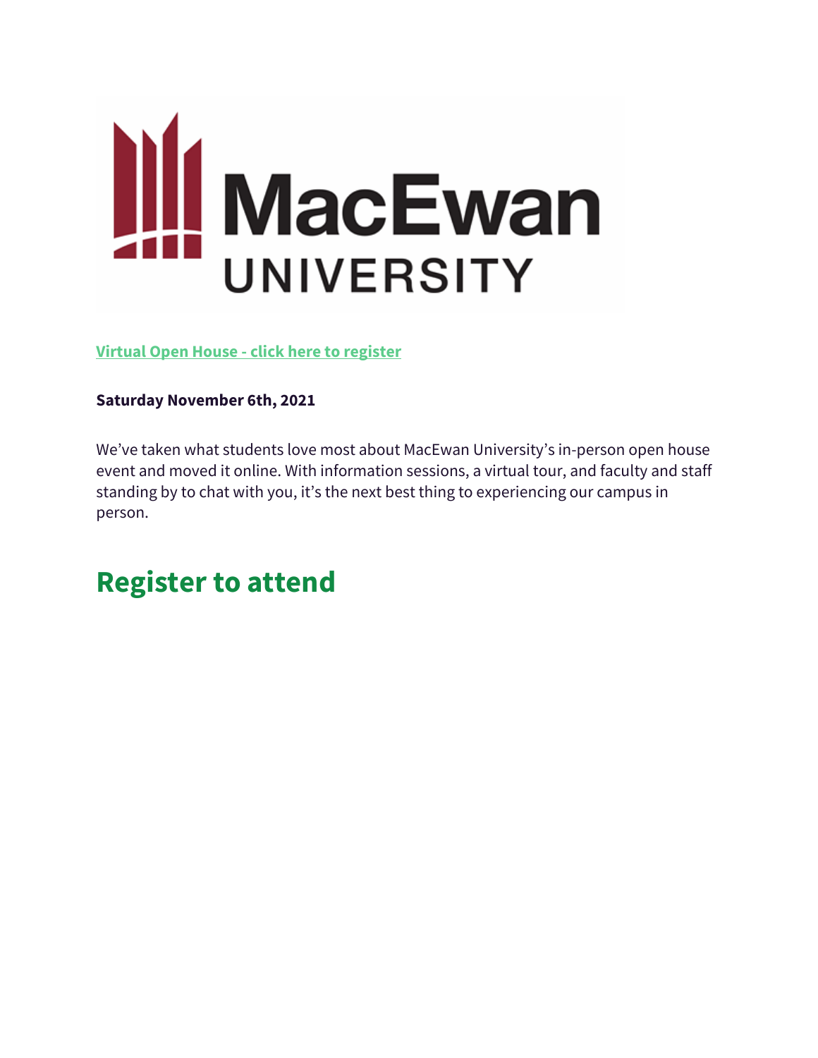MacEwan UNIVERSITY

**Virtual Open House - click here to register**

**Saturday November 6th, 2021**

We've taken what students love most about MacEwan University's in-person open house event and moved it online. With information sessions, a virtual tour, and faculty and staff standing by to chat with you, it's the next best thing to experiencing our campus in person.

## Register to attend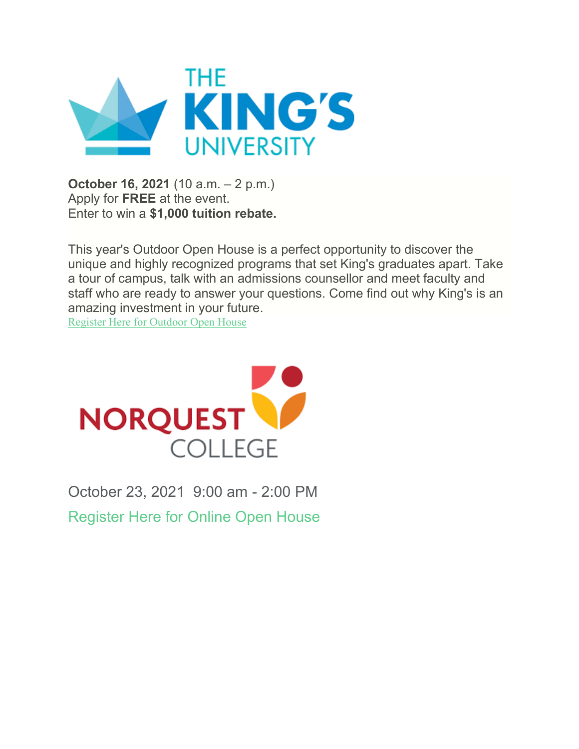THE KING'S UNIVERSITY

**October 16, 2021** (10 a.m. – 2 p.m.)
Apply for **FREE** at the event.
Enter to win a **$1,000 tuition rebate.**

This year's Outdoor Open House is a perfect opportunity to discover the unique and highly recognized programs that set King's graduates apart. Take a tour of campus, talk with an admissions counsellor and meet faculty and staff who are ready to answer your questions. Come find out why King's is an amazing investment in your future.

Register Here for Outdoor Open House

NORQUEST COLLEGE

October 23, 2021 9:00 am - 2:00 PM

Register Here for Online Open House